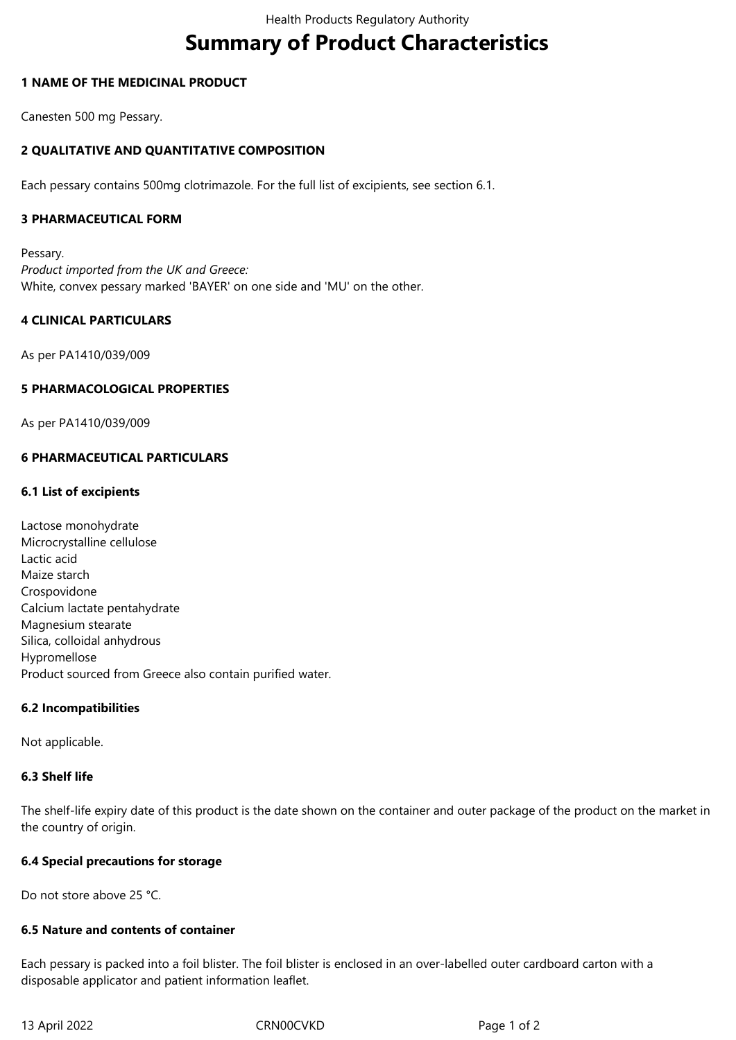# Summary of Product Characteristics

## 1 NAME OF THE MEDICINAL PRODUCT

Canesten 500 mg Pessary.

## 2 QUALITATIVE AND QUANTITATIVE COMPOSITION

Each pessary contains 500mg clotrimazole. For the full list of excipients, see section 6.1.

## 3 PHARMACEUTICAL FORM

Pessary.
*Product imported from the UK and Greece:*
White, convex pessary marked 'BAYER' on one side and 'MU' on the other.

## 4 CLINICAL PARTICULARS

As per PA1410/039/009

## 5 PHARMACOLOGICAL PROPERTIES

As per PA1410/039/009

## 6 PHARMACEUTICAL PARTICULARS

### 6.1 List of excipients

Lactose monohydrate
Microcrystalline cellulose
Lactic acid
Maize starch
Crospovidone
Calcium lactate pentahydrate
Magnesium stearate
Silica, colloidal anhydrous
Hypromellose
Product sourced from Greece also contain purified water.

### 6.2 Incompatibilities

Not applicable.

### 6.3 Shelf life

The shelf-life expiry date of this product is the date shown on the container and outer package of the product on the market in the country of origin.

### 6.4 Special precautions for storage

Do not store above 25 °C.

### 6.5 Nature and contents of container

Each pessary is packed into a foil blister. The foil blister is enclosed in an over-labelled outer cardboard carton with a disposable applicator and patient information leaflet.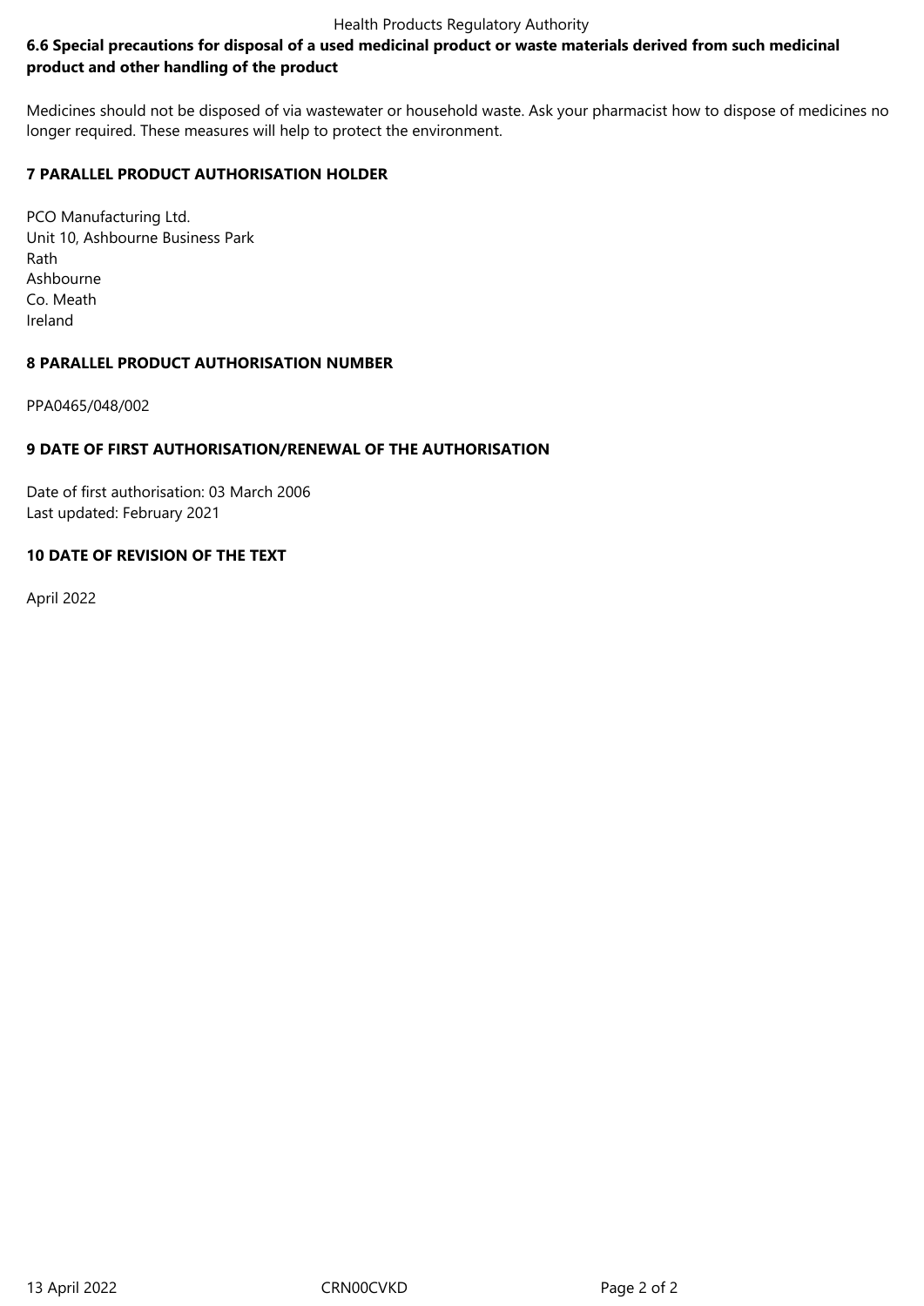## 6.6 Special precautions for disposal of a used medicinal product or waste materials derived from such medicinal product and other handling of the product

Medicines should not be disposed of via wastewater or household waste. Ask your pharmacist how to dispose of medicines no longer required. These measures will help to protect the environment.

## 7 PARALLEL PRODUCT AUTHORISATION HOLDER

PCO Manufacturing Ltd.
Unit 10, Ashbourne Business Park
Rath
Ashbourne
Co. Meath
Ireland

## 8 PARALLEL PRODUCT AUTHORISATION NUMBER

PPA0465/048/002

## 9 DATE OF FIRST AUTHORISATION/RENEWAL OF THE AUTHORISATION

Date of first authorisation: 03 March 2006
Last updated: February 2021

## 10 DATE OF REVISION OF THE TEXT

April 2022